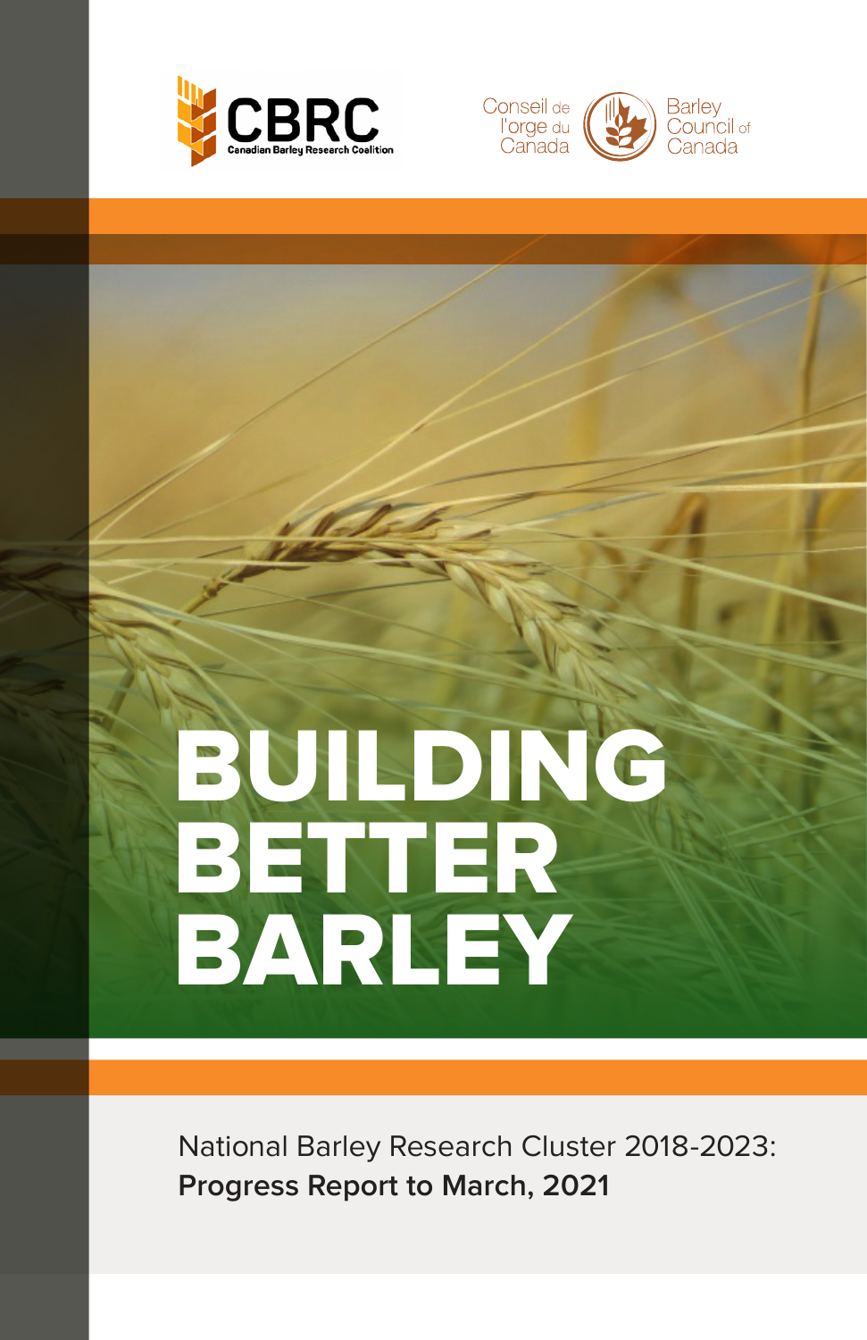CBRC
Canadian Barley Research Coalition

Conseil de l'orge du Canada

Barley Council of Canada

# BUILDING BETTER BARLEY

National Barley Research Cluster 2018-2023:
**Progress Report to March, 2021**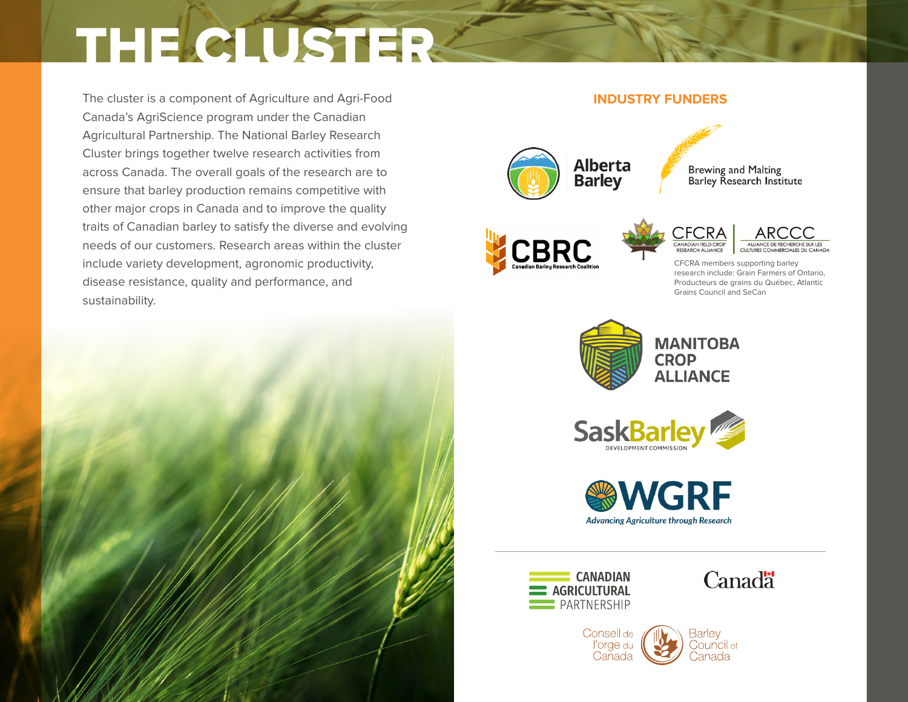# THE CLUSTER

The cluster is a component of Agriculture and Agri-Food Canada's AgriScience program under the Canadian Agricultural Partnership. The National Barley Research Cluster brings together twelve research activities from across Canada. The overall goals of the research are to ensure that barley production remains competitive with other major crops in Canada and to improve the quality traits of Canadian barley to satisfy the diverse and evolving needs of our customers. Research areas within the cluster include variety development, agronomic productivity, disease resistance, quality and performance, and sustainability.

## INDUSTRY FUNDERS

Alberta Barley

Brewing and Malting Barley Research Institute

CBRC Canadian Barley Research Coalition

CFCRA Canadian Field Crop Research Alliance | ARCCC Alliance de recherche sur les cultures commerciales du Canada

CFCRA members supporting barley research include: Grain Farmers of Ontario, Producteurs de grains du Québec, Atlantic Grains Council and SeCan

Manitoba Crop Alliance

SaskBarley Development Commission

WGRF Advancing Agriculture through Research

---

Canadian Agricultural Partnership

Canada

Conseil de l'orge du Canada | Barley Council of Canada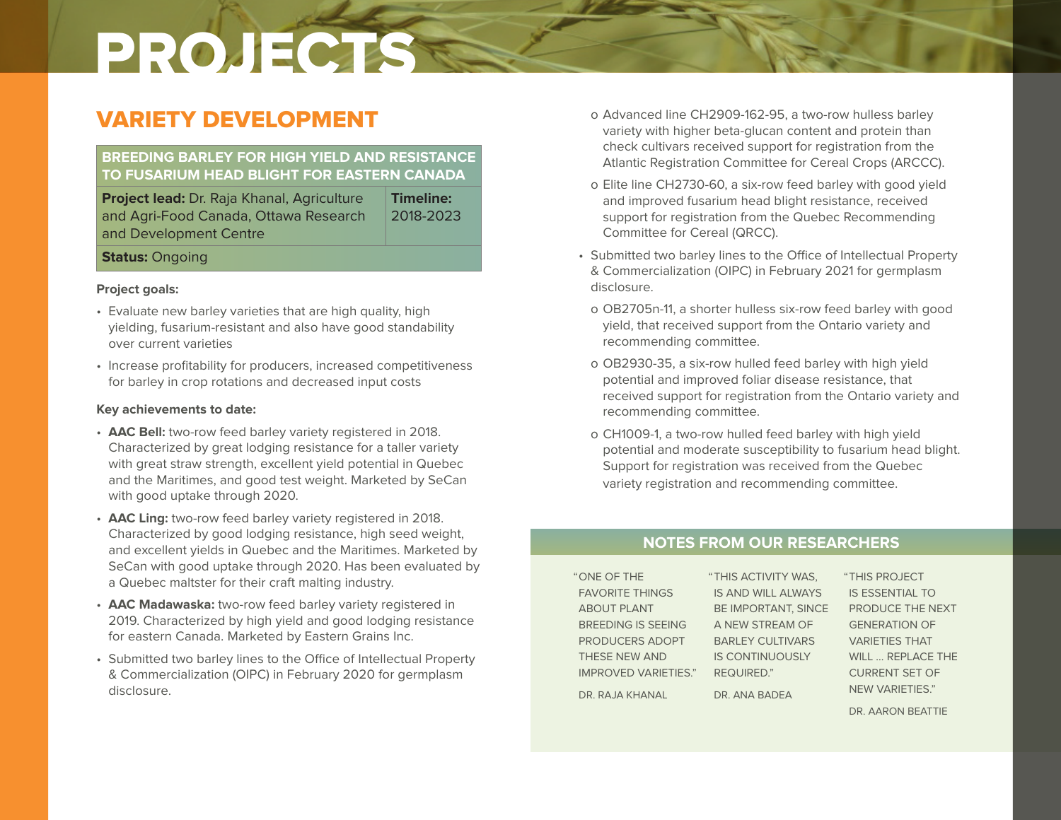# PROJECTS

## VARIETY DEVELOPMENT

| BREEDING BARLEY FOR HIGH YIELD AND RESISTANCE TO FUSARIUM HEAD BLIGHT FOR EASTERN CANADA | |
|---|---|
| **Project lead:** Dr. Raja Khanal, Agriculture and Agri-Food Canada, Ottawa Research and Development Centre | **Timeline:** 2018-2023 |
| **Status:** Ongoing | |

**Project goals:**

- Evaluate new barley varieties that are high quality, high yielding, fusarium-resistant and also have good standability over current varieties
- Increase profitability for producers, increased competitiveness for barley in crop rotations and decreased input costs

**Key achievements to date:**

- **AAC Bell:** two-row feed barley variety registered in 2018. Characterized by great lodging resistance for a taller variety with great straw strength, excellent yield potential in Quebec and the Maritimes, and good test weight. Marketed by SeCan with good uptake through 2020.
- **AAC Ling:** two-row feed barley variety registered in 2018. Characterized by good lodging resistance, high seed weight, and excellent yields in Quebec and the Maritimes. Marketed by SeCan with good uptake through 2020. Has been evaluated by a Quebec maltster for their craft malting industry.
- **AAC Madawaska:** two-row feed barley variety registered in 2019. Characterized by high yield and good lodging resistance for eastern Canada. Marketed by Eastern Grains Inc.
- Submitted two barley lines to the Office of Intellectual Property & Commercialization (OIPC) in February 2020 for germplasm disclosure.
  - Advanced line CH2909-162-95, a two-row hulless barley variety with higher beta-glucan content and protein than check cultivars received support for registration from the Atlantic Registration Committee for Cereal Crops (ARCCC).
  - Elite line CH2730-60, a six-row feed barley with good yield and improved fusarium head blight resistance, received support for registration from the Quebec Recommending Committee for Cereal (QRCC).
- Submitted two barley lines to the Office of Intellectual Property & Commercialization (OIPC) in February 2021 for germplasm disclosure.
  - OB2705n-11, a shorter hulless six-row feed barley with good yield, that received support from the Ontario variety and recommending committee.
  - OB2930-35, a six-row hulled feed barley with high yield potential and improved foliar disease resistance, that received support for registration from the Ontario variety and recommending committee.
  - CH1009-1, a two-row hulled feed barley with high yield potential and moderate susceptibility to fusarium head blight. Support for registration was received from the Quebec variety registration and recommending committee.

### NOTES FROM OUR RESEARCHERS

"ONE OF THE FAVORITE THINGS ABOUT PLANT BREEDING IS SEEING PRODUCERS ADOPT THESE NEW AND IMPROVED VARIETIES."

DR. RAJA KHANAL

"THIS ACTIVITY WAS, IS AND WILL ALWAYS BE IMPORTANT, SINCE A NEW STREAM OF BARLEY CULTIVARS IS CONTINUOUSLY REQUIRED."

DR. ANA BADEA

"THIS PROJECT IS ESSENTIAL TO PRODUCE THE NEXT GENERATION OF VARIETIES THAT WILL ... REPLACE THE CURRENT SET OF NEW VARIETIES."

DR. AARON BEATTIE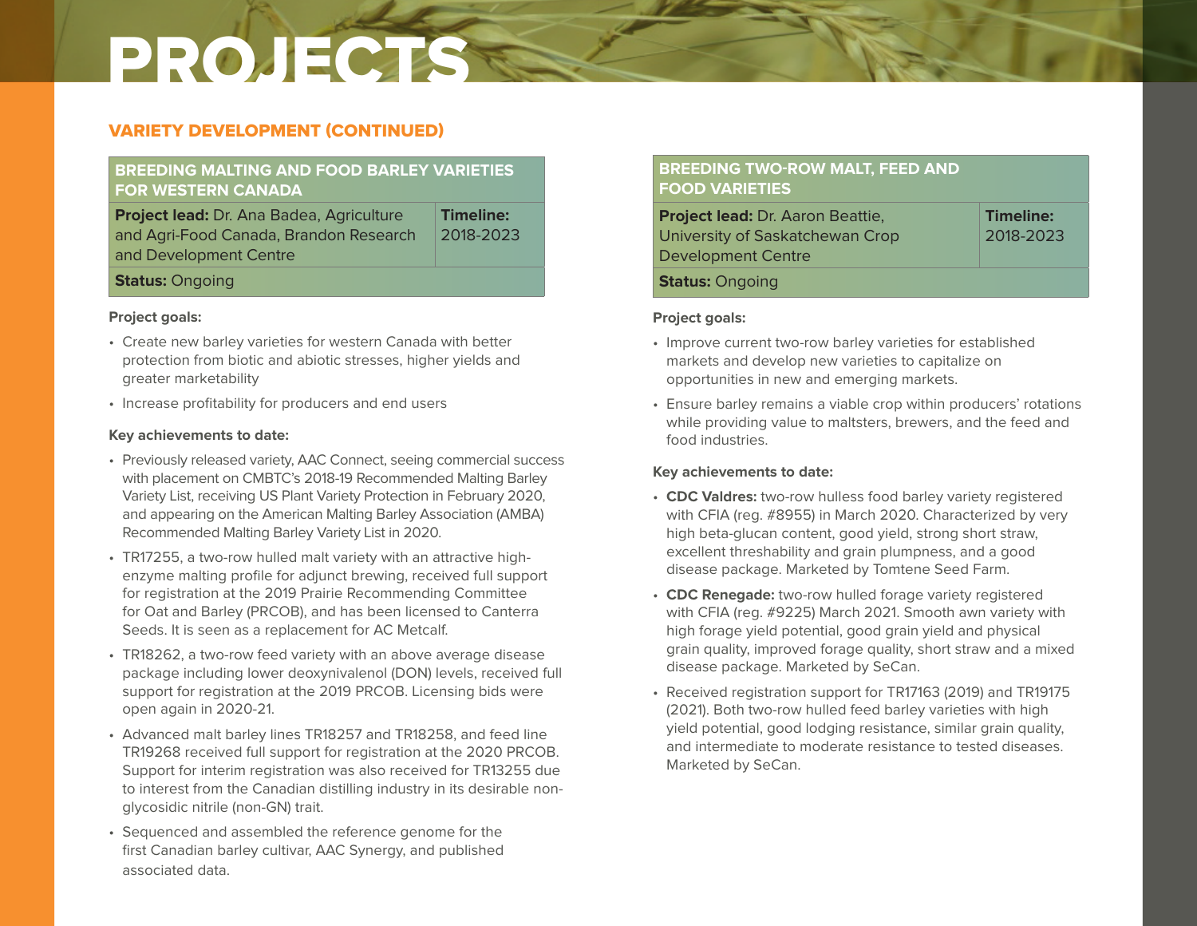# PROJECTS

## VARIETY DEVELOPMENT (CONTINUED)

### BREEDING MALTING AND FOOD BARLEY VARIETIES FOR WESTERN CANADA

| **Project lead:** Dr. Ana Badea, Agriculture and Agri-Food Canada, Brandon Research and Development Centre | **Timeline:** 2018-2023 |
|---|---|
| **Status:** Ongoing | |

**Project goals:**

- Create new barley varieties for western Canada with better protection from biotic and abiotic stresses, higher yields and greater marketability
- Increase profitability for producers and end users

**Key achievements to date:**

- Previously released variety, AAC Connect, seeing commercial success with placement on CMBTC's 2018-19 Recommended Malting Barley Variety List, receiving US Plant Variety Protection in February 2020, and appearing on the American Malting Barley Association (AMBA) Recommended Malting Barley Variety List in 2020.
- TR17255, a two-row hulled malt variety with an attractive high-enzyme malting profile for adjunct brewing, received full support for registration at the 2019 Prairie Recommending Committee for Oat and Barley (PRCOB), and has been licensed to Canterra Seeds. It is seen as a replacement for AC Metcalf.
- TR18262, a two-row feed variety with an above average disease package including lower deoxynivalenol (DON) levels, received full support for registration at the 2019 PRCOB. Licensing bids were open again in 2020-21.
- Advanced malt barley lines TR18257 and TR18258, and feed line TR19268 received full support for registration at the 2020 PRCOB. Support for interim registration was also received for TR13255 due to interest from the Canadian distilling industry in its desirable non-glycosidic nitrile (non-GN) trait.
- Sequenced and assembled the reference genome for the first Canadian barley cultivar, AAC Synergy, and published associated data.

### BREEDING TWO-ROW MALT, FEED AND FOOD VARIETIES

| **Project lead:** Dr. Aaron Beattie, University of Saskatchewan Crop Development Centre | **Timeline:** 2018-2023 |
|---|---|
| **Status:** Ongoing | |

**Project goals:**

- Improve current two-row barley varieties for established markets and develop new varieties to capitalize on opportunities in new and emerging markets.
- Ensure barley remains a viable crop within producers' rotations while providing value to maltsters, brewers, and the feed and food industries.

**Key achievements to date:**

- **CDC Valdres:** two-row hulless food barley variety registered with CFIA (reg. #8955) in March 2020. Characterized by very high beta-glucan content, good yield, strong short straw, excellent threshability and grain plumpness, and a good disease package. Marketed by Tomtene Seed Farm.
- **CDC Renegade:** two-row hulled forage variety registered with CFIA (reg. #9225) March 2021. Smooth awn variety with high forage yield potential, good grain yield and physical grain quality, improved forage quality, short straw and a mixed disease package. Marketed by SeCan.
- Received registration support for TR17163 (2019) and TR19175 (2021). Both two-row hulled feed barley varieties with high yield potential, good lodging resistance, similar grain quality, and intermediate to moderate resistance to tested diseases. Marketed by SeCan.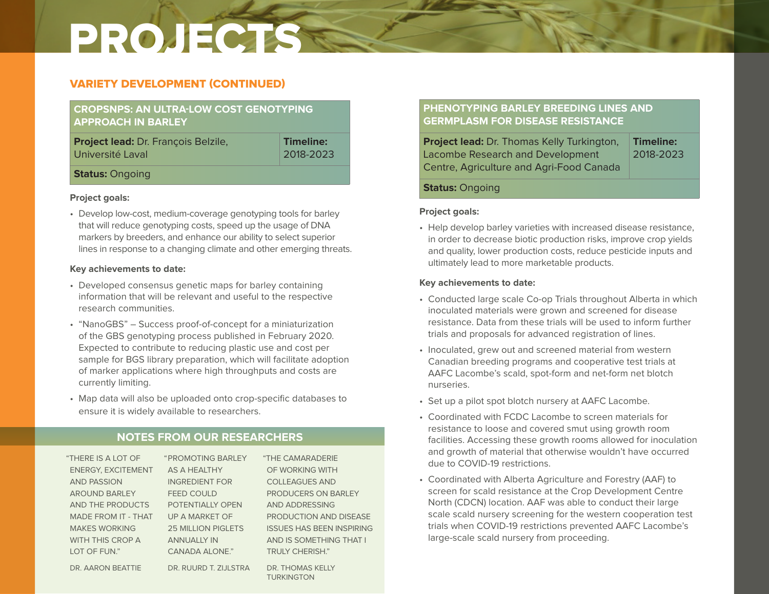# PROJECTS

## VARIETY DEVELOPMENT (CONTINUED)

### CROPSNPS: AN ULTRA-LOW COST GENOTYPING APPROACH IN BARLEY

| **Project lead:** Dr. François Belzile, Université Laval | **Timeline:** 2018-2023 |
|---|---|
| **Status:** Ongoing | |

**Project goals:**

- Develop low-cost, medium-coverage genotyping tools for barley that will reduce genotyping costs, speed up the usage of DNA markers by breeders, and enhance our ability to select superior lines in response to a changing climate and other emerging threats.

**Key achievements to date:**

- Developed consensus genetic maps for barley containing information that will be relevant and useful to the respective research communities.
- "NanoGBS" – Success proof-of-concept for a miniaturization of the GBS genotyping process published in February 2020. Expected to contribute to reducing plastic use and cost per sample for BGS library preparation, which will facilitate adoption of marker applications where high throughputs and costs are currently limiting.
- Map data will also be uploaded onto crop-specific databases to ensure it is widely available to researchers.

### PHENOTYPING BARLEY BREEDING LINES AND GERMPLASM FOR DISEASE RESISTANCE

| **Project lead:** Dr. Thomas Kelly Turkington, Lacombe Research and Development Centre, Agriculture and Agri-Food Canada | **Timeline:** 2018-2023 |
|---|---|
| **Status:** Ongoing | |

**Project goals:**

- Help develop barley varieties with increased disease resistance, in order to decrease biotic production risks, improve crop yields and quality, lower production costs, reduce pesticide inputs and ultimately lead to more marketable products.

**Key achievements to date:**

- Conducted large scale Co-op Trials throughout Alberta in which inoculated materials were grown and screened for disease resistance. Data from these trials will be used to inform further trials and proposals for advanced registration of lines.
- Inoculated, grew out and screened material from western Canadian breeding programs and cooperative test trials at AAFC Lacombe's scald, spot-form and net-form net blotch nurseries.
- Set up a pilot spot blotch nursery at AAFC Lacombe.
- Coordinated with FCDC Lacombe to screen materials for resistance to loose and covered smut using growth room facilities. Accessing these growth rooms allowed for inoculation and growth of material that otherwise wouldn't have occurred due to COVID-19 restrictions.
- Coordinated with Alberta Agriculture and Forestry (AAF) to screen for scald resistance at the Crop Development Centre North (CDCN) location. AAF was able to conduct their large scale scald nursery screening for the western cooperation test trials when COVID-19 restrictions prevented AAFC Lacombe's large-scale scald nursery from proceeding.

## NOTES FROM OUR RESEARCHERS

"THERE IS A LOT OF ENERGY, EXCITEMENT AND PASSION AROUND BARLEY AND THE PRODUCTS MADE FROM IT - THAT MAKES WORKING WITH THIS CROP A LOT OF FUN."

DR. AARON BEATTIE

"PROMOTING BARLEY AS A HEALTHY INGREDIENT FOR FEED COULD POTENTIALLY OPEN UP A MARKET OF 25 MILLION PIGLETS ANNUALLY IN CANADA ALONE."

DR. RUURD T. ZIJLSTRA

"THE CAMARADERIE OF WORKING WITH COLLEAGUES AND PRODUCERS ON BARLEY AND ADDRESSING PRODUCTION AND DISEASE ISSUES HAS BEEN INSPIRING AND IS SOMETHING THAT I TRULY CHERISH."

DR. THOMAS KELLY TURKINGTON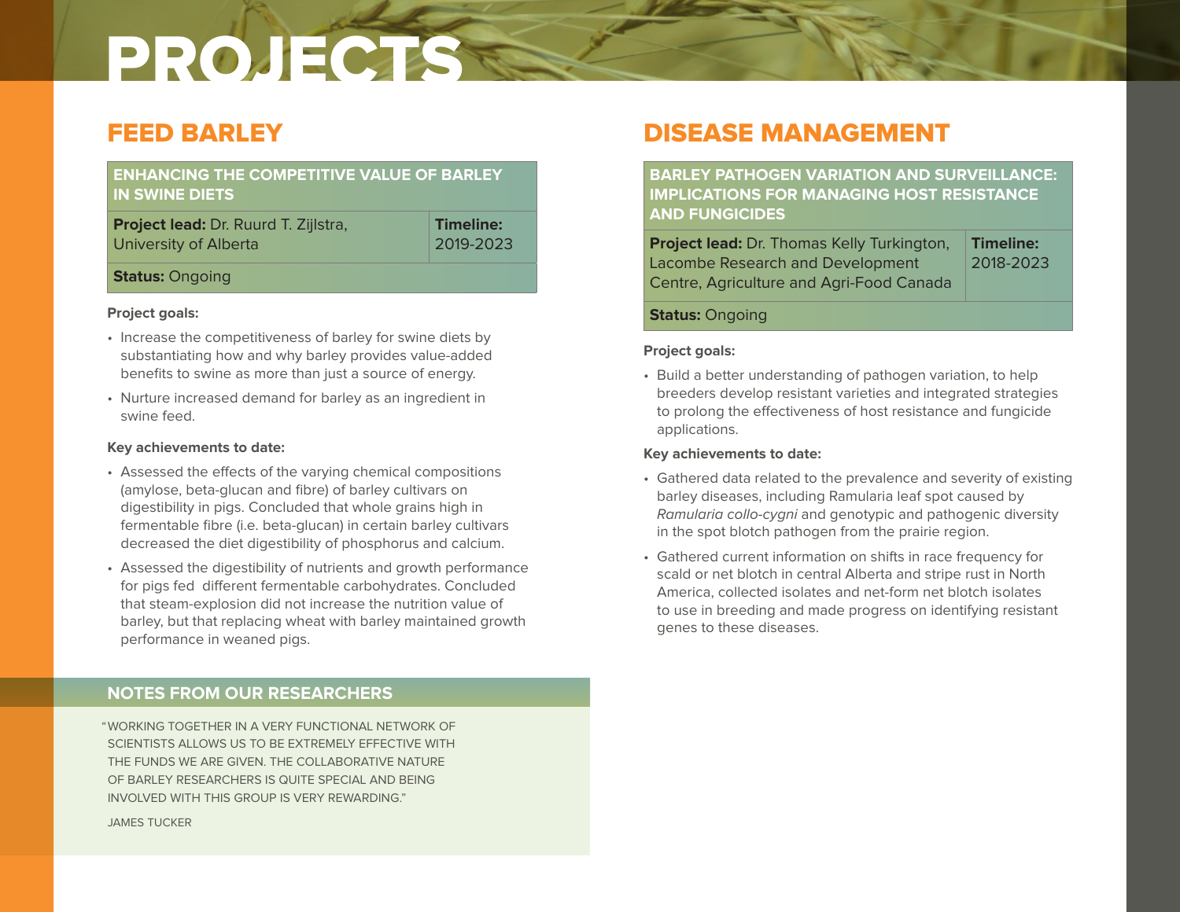# PROJECTS

## FEED BARLEY

| ENHANCING THE COMPETITIVE VALUE OF BARLEY IN SWINE DIETS | |
|---|---|
| **Project lead:** Dr. Ruurd T. Zijlstra, University of Alberta | **Timeline:** 2019-2023 |
| **Status:** Ongoing | |

**Project goals:**

- Increase the competitiveness of barley for swine diets by substantiating how and why barley provides value-added benefits to swine as more than just a source of energy.
- Nurture increased demand for barley as an ingredient in swine feed.

**Key achievements to date:**

- Assessed the effects of the varying chemical compositions (amylose, beta-glucan and fibre) of barley cultivars on digestibility in pigs. Concluded that whole grains high in fermentable fibre (i.e. beta-glucan) in certain barley cultivars decreased the diet digestibility of phosphorus and calcium.
- Assessed the digestibility of nutrients and growth performance for pigs fed different fermentable carbohydrates. Concluded that steam-explosion did not increase the nutrition value of barley, but that replacing wheat with barley maintained growth performance in weaned pigs.

### NOTES FROM OUR RESEARCHERS

"WORKING TOGETHER IN A VERY FUNCTIONAL NETWORK OF SCIENTISTS ALLOWS US TO BE EXTREMELY EFFECTIVE WITH THE FUNDS WE ARE GIVEN. THE COLLABORATIVE NATURE OF BARLEY RESEARCHERS IS QUITE SPECIAL AND BEING INVOLVED WITH THIS GROUP IS VERY REWARDING."

JAMES TUCKER

## DISEASE MANAGEMENT

| BARLEY PATHOGEN VARIATION AND SURVEILLANCE: IMPLICATIONS FOR MANAGING HOST RESISTANCE AND FUNGICIDES | |
|---|---|
| **Project lead:** Dr. Thomas Kelly Turkington, Lacombe Research and Development Centre, Agriculture and Agri-Food Canada | **Timeline:** 2018-2023 |
| **Status:** Ongoing | |

**Project goals:**

- Build a better understanding of pathogen variation, to help breeders develop resistant varieties and integrated strategies to prolong the effectiveness of host resistance and fungicide applications.

**Key achievements to date:**

- Gathered data related to the prevalence and severity of existing barley diseases, including Ramularia leaf spot caused by *Ramularia collo-cygni* and genotypic and pathogenic diversity in the spot blotch pathogen from the prairie region.
- Gathered current information on shifts in race frequency for scald or net blotch in central Alberta and stripe rust in North America, collected isolates and net-form net blotch isolates to use in breeding and made progress on identifying resistant genes to these diseases.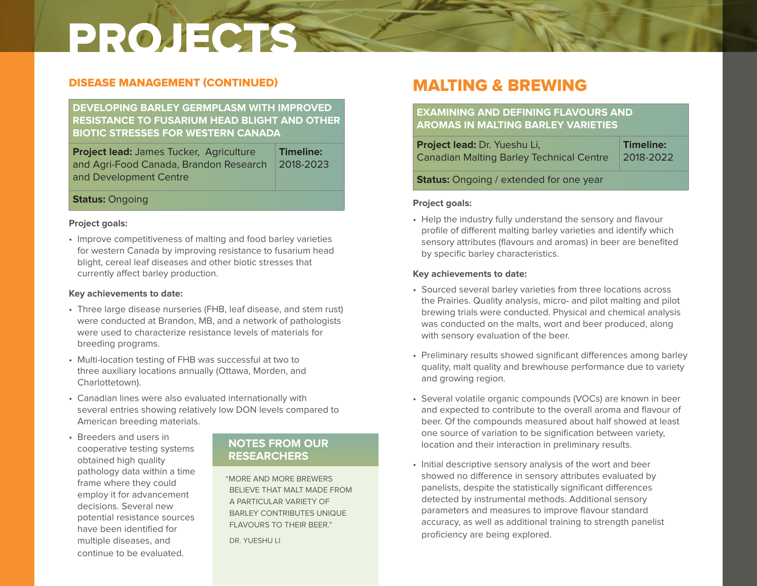# PROJECTS

## DISEASE MANAGEMENT (CONTINUED)

| DEVELOPING BARLEY GERMPLASM WITH IMPROVED RESISTANCE TO FUSARIUM HEAD BLIGHT AND OTHER BIOTIC STRESSES FOR WESTERN CANADA | |
|---|---|
| **Project lead:** James Tucker, Agriculture and Agri-Food Canada, Brandon Research and Development Centre | **Timeline:** 2018-2023 |
| **Status:** Ongoing | |

**Project goals:**

- Improve competitiveness of malting and food barley varieties for western Canada by improving resistance to fusarium head blight, cereal leaf diseases and other biotic stresses that currently affect barley production.

**Key achievements to date:**

- Three large disease nurseries (FHB, leaf disease, and stem rust) were conducted at Brandon, MB, and a network of pathologists were used to characterize resistance levels of materials for breeding programs.
- Multi-location testing of FHB was successful at two to three auxiliary locations annually (Ottawa, Morden, and Charlottetown).
- Canadian lines were also evaluated internationally with several entries showing relatively low DON levels compared to American breeding materials.
- Breeders and users in cooperative testing systems obtained high quality pathology data within a time frame where they could employ it for advancement decisions. Several new potential resistance sources have been identified for multiple diseases, and continue to be evaluated.

### NOTES FROM OUR RESEARCHERS

"MORE AND MORE BREWERS BELIEVE THAT MALT MADE FROM A PARTICULAR VARIETY OF BARLEY CONTRIBUTES UNIQUE FLAVOURS TO THEIR BEER."

DR. YUESHU LI

## MALTING & BREWING

| EXAMINING AND DEFINING FLAVOURS AND AROMAS IN MALTING BARLEY VARIETIES | |
|---|---|
| **Project lead:** Dr. Yueshu Li, Canadian Malting Barley Technical Centre | **Timeline:** 2018-2022 |
| **Status:** Ongoing / extended for one year | |

**Project goals:**

- Help the industry fully understand the sensory and flavour profile of different malting barley varieties and identify which sensory attributes (flavours and aromas) in beer are benefited by specific barley characteristics.

**Key achievements to date:**

- Sourced several barley varieties from three locations across the Prairies. Quality analysis, micro- and pilot malting and pilot brewing trials were conducted. Physical and chemical analysis was conducted on the malts, wort and beer produced, along with sensory evaluation of the beer.
- Preliminary results showed significant differences among barley quality, malt quality and brewhouse performance due to variety and growing region.
- Several volatile organic compounds (VOCs) are known in beer and expected to contribute to the overall aroma and flavour of beer. Of the compounds measured about half showed at least one source of variation to be signification between variety, location and their interaction in preliminary results.
- Initial descriptive sensory analysis of the wort and beer showed no difference in sensory attributes evaluated by panelists, despite the statistically significant differences detected by instrumental methods. Additional sensory parameters and measures to improve flavour standard accuracy, as well as additional training to strength panelist proficiency are being explored.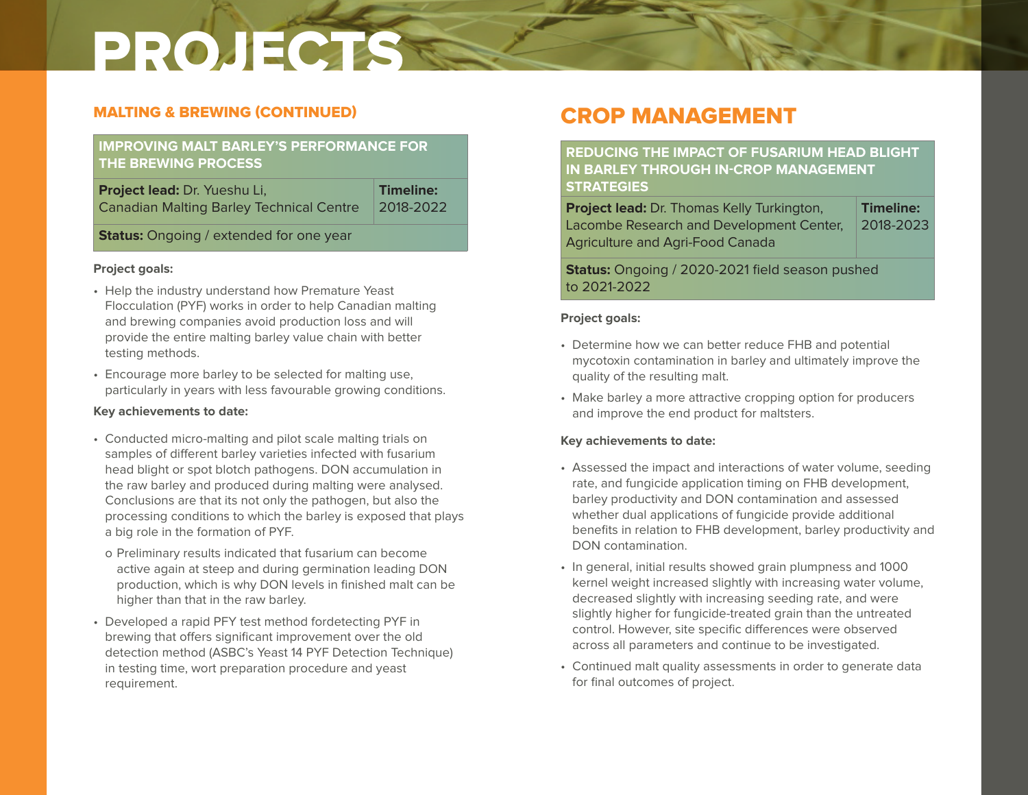# PROJECTS

## MALTING & BREWING (CONTINUED)

| IMPROVING MALT BARLEY'S PERFORMANCE FOR THE BREWING PROCESS | |
|---|---|
| **Project lead:** Dr. Yueshu Li, Canadian Malting Barley Technical Centre | **Timeline:** 2018-2022 |
| **Status:** Ongoing / extended for one year | |

**Project goals:**

- Help the industry understand how Premature Yeast Flocculation (PYF) works in order to help Canadian malting and brewing companies avoid production loss and will provide the entire malting barley value chain with better testing methods.
- Encourage more barley to be selected for malting use, particularly in years with less favourable growing conditions.

**Key achievements to date:**

- Conducted micro-malting and pilot scale malting trials on samples of different barley varieties infected with fusarium head blight or spot blotch pathogens. DON accumulation in the raw barley and produced during malting were analysed. Conclusions are that its not only the pathogen, but also the processing conditions to which the barley is exposed that plays a big role in the formation of PYF.
  - o Preliminary results indicated that fusarium can become active again at steep and during germination leading DON production, which is why DON levels in finished malt can be higher than that in the raw barley.
- Developed a rapid PFY test method fordetecting PYF in brewing that offers significant improvement over the old detection method (ASBC's Yeast 14 PYF Detection Technique) in testing time, wort preparation procedure and yeast requirement.

## CROP MANAGEMENT

| REDUCING THE IMPACT OF FUSARIUM HEAD BLIGHT IN BARLEY THROUGH IN-CROP MANAGEMENT STRATEGIES | |
|---|---|
| **Project lead:** Dr. Thomas Kelly Turkington, Lacombe Research and Development Center, Agriculture and Agri-Food Canada | **Timeline:** 2018-2023 |
| **Status:** Ongoing / 2020-2021 field season pushed to 2021-2022 | |

**Project goals:**

- Determine how we can better reduce FHB and potential mycotoxin contamination in barley and ultimately improve the quality of the resulting malt.
- Make barley a more attractive cropping option for producers and improve the end product for maltsters.

**Key achievements to date:**

- Assessed the impact and interactions of water volume, seeding rate, and fungicide application timing on FHB development, barley productivity and DON contamination and assessed whether dual applications of fungicide provide additional benefits in relation to FHB development, barley productivity and DON contamination.
- In general, initial results showed grain plumpness and 1000 kernel weight increased slightly with increasing water volume, decreased slightly with increasing seeding rate, and were slightly higher for fungicide-treated grain than the untreated control. However, site specific differences were observed across all parameters and continue to be investigated.
- Continued malt quality assessments in order to generate data for final outcomes of project.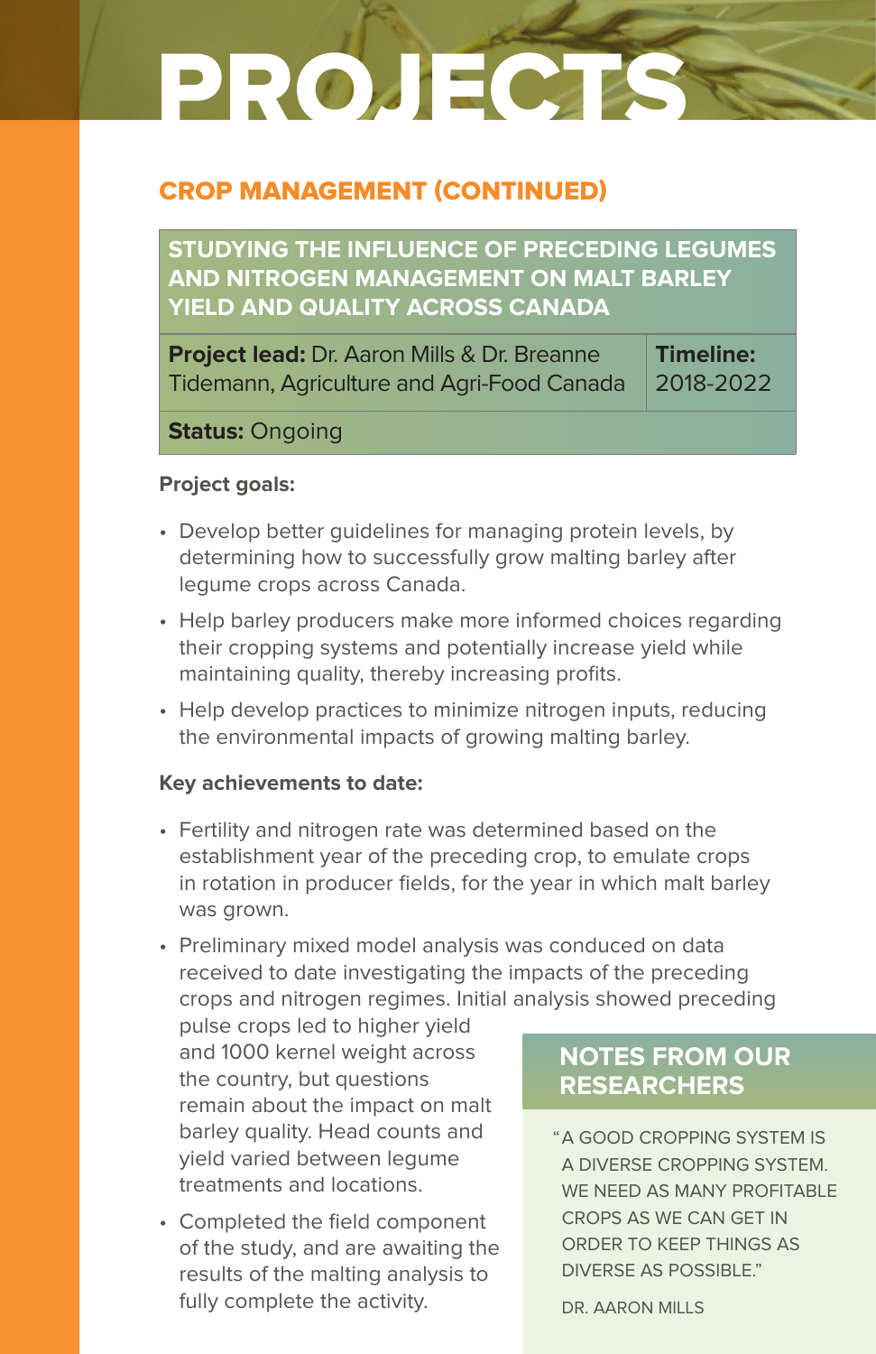# PROJECTS

## CROP MANAGEMENT (CONTINUED)

### STUDYING THE INFLUENCE OF PRECEDING LEGUMES AND NITROGEN MANAGEMENT ON MALT BARLEY YIELD AND QUALITY ACROSS CANADA

**Project lead:** Dr. Aaron Mills & Dr. Breanne Tidemann, Agriculture and Agri-Food Canada

**Timeline:** 2018-2022

**Status:** Ongoing

**Project goals:**

- Develop better guidelines for managing protein levels, by determining how to successfully grow malting barley after legume crops across Canada.
- Help barley producers make more informed choices regarding their cropping systems and potentially increase yield while maintaining quality, thereby increasing profits.
- Help develop practices to minimize nitrogen inputs, reducing the environmental impacts of growing malting barley.

**Key achievements to date:**

- Fertility and nitrogen rate was determined based on the establishment year of the preceding crop, to emulate crops in rotation in producer fields, for the year in which malt barley was grown.
- Preliminary mixed model analysis was conduced on data received to date investigating the impacts of the preceding crops and nitrogen regimes. Initial analysis showed preceding pulse crops led to higher yield and 1000 kernel weight across the country, but questions remain about the impact on malt barley quality. Head counts and yield varied between legume treatments and locations.
- Completed the field component of the study, and are awaiting the results of the malting analysis to fully complete the activity.

### NOTES FROM OUR RESEARCHERS

"A GOOD CROPPING SYSTEM IS A DIVERSE CROPPING SYSTEM. WE NEED AS MANY PROFITABLE CROPS AS WE CAN GET IN ORDER TO KEEP THINGS AS DIVERSE AS POSSIBLE."

DR. AARON MILLS